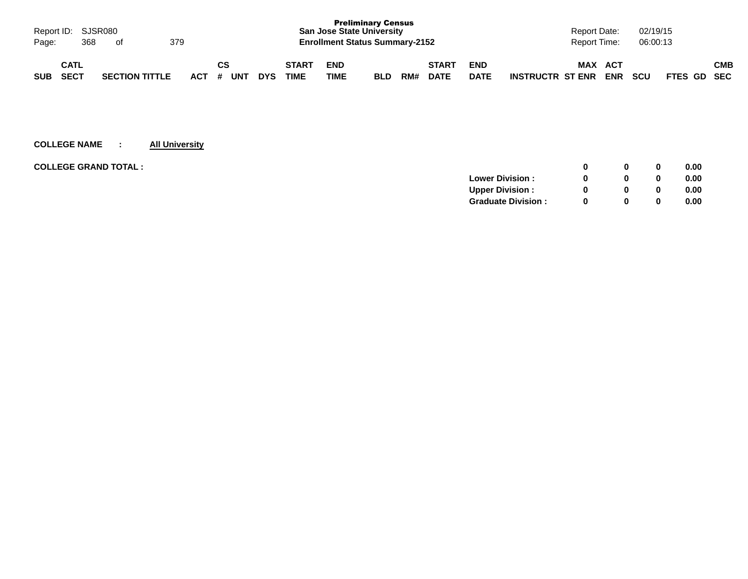**Preliminary Census**
**San Jose State University**
**Enrollment Status Summary-2152**

Report ID: SJSR080 | Report Date: 02/19/15 | Report Time: 06:00:13

| SUB | CATL SECT | SECTION TITTLE | ACT | CS # | UNT | DYS | START TIME | END TIME | BLD | RM# | START DATE | END DATE | INSTRUCTR | MAX ST ENR | ACT ENR | SCU | FTES | GD | CMB SEC |
|---|---|---|---|---|---|---|---|---|---|---|---|---|---|---|---|---|---|---|---|

**COLLEGE NAME : All University**

| | | MAX ST ENR | ACT ENR | SCU | FTES |
|---|---|---|---|---|---|
| **COLLEGE GRAND TOTAL :** | | 0 | 0 | 0 | 0.00 |
| | **Lower Division :** | 0 | 0 | 0 | 0.00 |
| | **Upper Division :** | 0 | 0 | 0 | 0.00 |
| | **Graduate Division :** | 0 | 0 | 0 | 0.00 |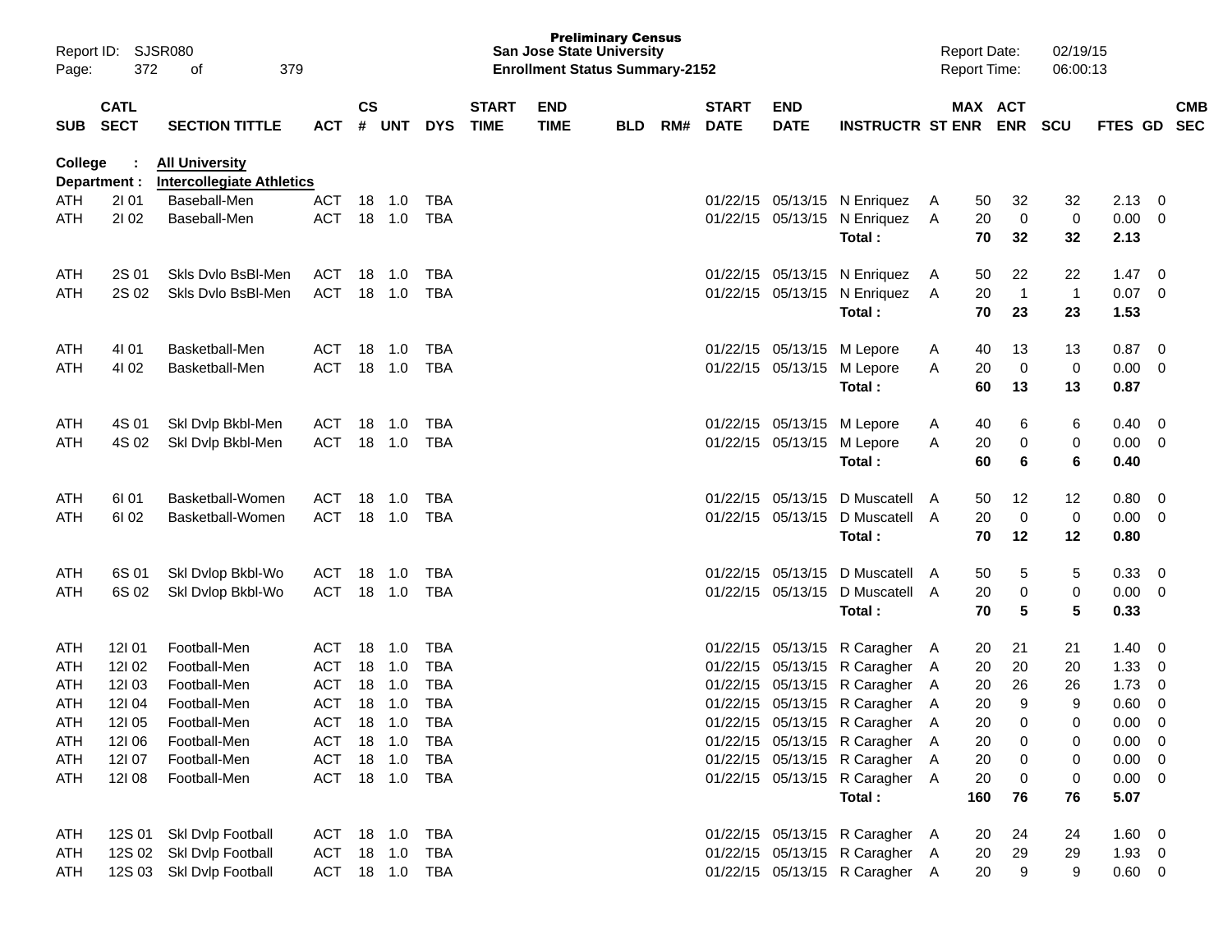Report ID: SJSR080
Page: 372 of 379

**Preliminary Census**
**San Jose State University**
**Enrollment Status Summary-2152**

Report Date: 02/19/15
Report Time: 06:00:13

**College : All University**
**Department : Intercollegiate Athletics**

| SUB | CATL SECT | SECTION TITTLE | ACT | CS # | UNT | DYS | START TIME | END TIME | BLD | RM# | START DATE | END DATE | INSTRUCTR | ST | MAX ENR | ACT ENR | SCU | FTES | GD | CMB SEC |
|---|---|---|---|---|---|---|---|---|---|---|---|---|---|---|---|---|---|---|---|---|
| ATH | 2I 01 | Baseball-Men | ACT | 18 | 1.0 | TBA | | | | | 01/22/15 | 05/13/15 | N Enriquez | A | 50 | 32 | 32 | 2.13 | 0 | |
| ATH | 2I 02 | Baseball-Men | ACT | 18 | 1.0 | TBA | | | | | 01/22/15 | 05/13/15 | N Enriquez | A | 20 | 0 | 0 | 0.00 | 0 | |
| | | | | | | | | | | | | | **Total :** | | **70** | **32** | **32** | **2.13** | | |
| ATH | 2S 01 | Skls Dvlo BsBl-Men | ACT | 18 | 1.0 | TBA | | | | | 01/22/15 | 05/13/15 | N Enriquez | A | 50 | 22 | 22 | 1.47 | 0 | |
| ATH | 2S 02 | Skls Dvlo BsBl-Men | ACT | 18 | 1.0 | TBA | | | | | 01/22/15 | 05/13/15 | N Enriquez | A | 20 | 1 | 1 | 0.07 | 0 | |
| | | | | | | | | | | | | | **Total :** | | **70** | **23** | **23** | **1.53** | | |
| ATH | 4I 01 | Basketball-Men | ACT | 18 | 1.0 | TBA | | | | | 01/22/15 | 05/13/15 | M Lepore | A | 40 | 13 | 13 | 0.87 | 0 | |
| ATH | 4I 02 | Basketball-Men | ACT | 18 | 1.0 | TBA | | | | | 01/22/15 | 05/13/15 | M Lepore | A | 20 | 0 | 0 | 0.00 | 0 | |
| | | | | | | | | | | | | | **Total :** | | **60** | **13** | **13** | **0.87** | | |
| ATH | 4S 01 | Skl Dvlp Bkbl-Men | ACT | 18 | 1.0 | TBA | | | | | 01/22/15 | 05/13/15 | M Lepore | A | 40 | 6 | 6 | 0.40 | 0 | |
| ATH | 4S 02 | Skl Dvlp Bkbl-Men | ACT | 18 | 1.0 | TBA | | | | | 01/22/15 | 05/13/15 | M Lepore | A | 20 | 0 | 0 | 0.00 | 0 | |
| | | | | | | | | | | | | | **Total :** | | **60** | **6** | **6** | **0.40** | | |
| ATH | 6I 01 | Basketball-Women | ACT | 18 | 1.0 | TBA | | | | | 01/22/15 | 05/13/15 | D Muscatell | A | 50 | 12 | 12 | 0.80 | 0 | |
| ATH | 6I 02 | Basketball-Women | ACT | 18 | 1.0 | TBA | | | | | 01/22/15 | 05/13/15 | D Muscatell | A | 20 | 0 | 0 | 0.00 | 0 | |
| | | | | | | | | | | | | | **Total :** | | **70** | **12** | **12** | **0.80** | | |
| ATH | 6S 01 | Skl Dvlop Bkbl-Wo | ACT | 18 | 1.0 | TBA | | | | | 01/22/15 | 05/13/15 | D Muscatell | A | 50 | 5 | 5 | 0.33 | 0 | |
| ATH | 6S 02 | Skl Dvlop Bkbl-Wo | ACT | 18 | 1.0 | TBA | | | | | 01/22/15 | 05/13/15 | D Muscatell | A | 20 | 0 | 0 | 0.00 | 0 | |
| | | | | | | | | | | | | | **Total :** | | **70** | **5** | **5** | **0.33** | | |
| ATH | 12I 01 | Football-Men | ACT | 18 | 1.0 | TBA | | | | | 01/22/15 | 05/13/15 | R Caragher | A | 20 | 21 | 21 | 1.40 | 0 | |
| ATH | 12I 02 | Football-Men | ACT | 18 | 1.0 | TBA | | | | | 01/22/15 | 05/13/15 | R Caragher | A | 20 | 20 | 20 | 1.33 | 0 | |
| ATH | 12I 03 | Football-Men | ACT | 18 | 1.0 | TBA | | | | | 01/22/15 | 05/13/15 | R Caragher | A | 20 | 26 | 26 | 1.73 | 0 | |
| ATH | 12I 04 | Football-Men | ACT | 18 | 1.0 | TBA | | | | | 01/22/15 | 05/13/15 | R Caragher | A | 20 | 9 | 9 | 0.60 | 0 | |
| ATH | 12I 05 | Football-Men | ACT | 18 | 1.0 | TBA | | | | | 01/22/15 | 05/13/15 | R Caragher | A | 20 | 0 | 0 | 0.00 | 0 | |
| ATH | 12I 06 | Football-Men | ACT | 18 | 1.0 | TBA | | | | | 01/22/15 | 05/13/15 | R Caragher | A | 20 | 0 | 0 | 0.00 | 0 | |
| ATH | 12I 07 | Football-Men | ACT | 18 | 1.0 | TBA | | | | | 01/22/15 | 05/13/15 | R Caragher | A | 20 | 0 | 0 | 0.00 | 0 | |
| ATH | 12I 08 | Football-Men | ACT | 18 | 1.0 | TBA | | | | | 01/22/15 | 05/13/15 | R Caragher | A | 20 | 0 | 0 | 0.00 | 0 | |
| | | | | | | | | | | | | | **Total :** | | **160** | **76** | **76** | **5.07** | | |
| ATH | 12S 01 | Skl Dvlp Football | ACT | 18 | 1.0 | TBA | | | | | 01/22/15 | 05/13/15 | R Caragher | A | 20 | 24 | 24 | 1.60 | 0 | |
| ATH | 12S 02 | Skl Dvlp Football | ACT | 18 | 1.0 | TBA | | | | | 01/22/15 | 05/13/15 | R Caragher | A | 20 | 29 | 29 | 1.93 | 0 | |
| ATH | 12S 03 | Skl Dvlp Football | ACT | 18 | 1.0 | TBA | | | | | 01/22/15 | 05/13/15 | R Caragher | A | 20 | 9 | 9 | 0.60 | 0 | |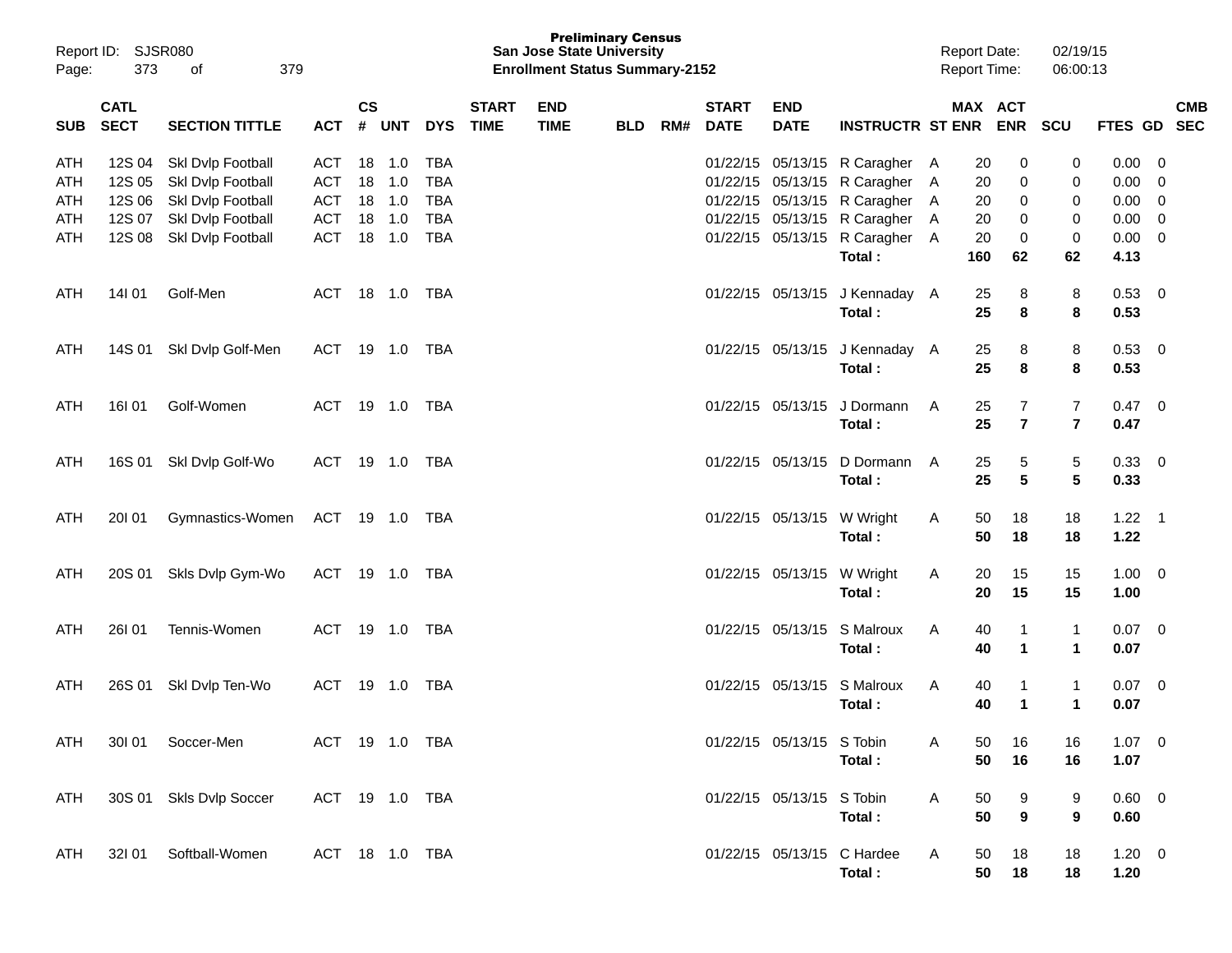Report ID: SJSR080
Page: 373 of 379

**Preliminary Census**
**San Jose State University**
**Enrollment Status Summary-2152**

Report Date: 02/19/15
Report Time: 06:00:13

| SUB | CATL SECT | SECTION TITTLE | ACT | CS # | UNT | DYS | START TIME | END TIME | BLD | RM# | START DATE | END DATE | INSTRUCTR | ST | MAX ENR | ACT ENR | SCU | FTES | GD | CMB SEC |
|---|---|---|---|---|---|---|---|---|---|---|---|---|---|---|---|---|---|---|---|---|
| ATH | 12S 04 | Skl Dvlp Football | ACT | 18 | 1.0 | TBA | | | | | 01/22/15 | 05/13/15 | R Caragher | A | 20 | 0 | 0 | 0.00 | 0 | |
| ATH | 12S 05 | Skl Dvlp Football | ACT | 18 | 1.0 | TBA | | | | | 01/22/15 | 05/13/15 | R Caragher | A | 20 | 0 | 0 | 0.00 | 0 | |
| ATH | 12S 06 | Skl Dvlp Football | ACT | 18 | 1.0 | TBA | | | | | 01/22/15 | 05/13/15 | R Caragher | A | 20 | 0 | 0 | 0.00 | 0 | |
| ATH | 12S 07 | Skl Dvlp Football | ACT | 18 | 1.0 | TBA | | | | | 01/22/15 | 05/13/15 | R Caragher | A | 20 | 0 | 0 | 0.00 | 0 | |
| ATH | 12S 08 | Skl Dvlp Football | ACT | 18 | 1.0 | TBA | | | | | 01/22/15 | 05/13/15 | R Caragher | A | 20 | 0 | 0 | 0.00 | 0 | |
| | | | | | | | | | | | | | **Total :** | | **160** | **62** | **62** | **4.13** | | |
| ATH | 14I 01 | Golf-Men | ACT | 18 | 1.0 | TBA | | | | | 01/22/15 | 05/13/15 | J Kennaday | A | 25 | 8 | 8 | 0.53 | 0 | |
| | | | | | | | | | | | | | **Total :** | | **25** | **8** | **8** | **0.53** | | |
| ATH | 14S 01 | Skl Dvlp Golf-Men | ACT | 19 | 1.0 | TBA | | | | | 01/22/15 | 05/13/15 | J Kennaday | A | 25 | 8 | 8 | 0.53 | 0 | |
| | | | | | | | | | | | | | **Total :** | | **25** | **8** | **8** | **0.53** | | |
| ATH | 16I 01 | Golf-Women | ACT | 19 | 1.0 | TBA | | | | | 01/22/15 | 05/13/15 | J Dormann | A | 25 | 7 | 7 | 0.47 | 0 | |
| | | | | | | | | | | | | | **Total :** | | **25** | **7** | **7** | **0.47** | | |
| ATH | 16S 01 | Skl Dvlp Golf-Wo | ACT | 19 | 1.0 | TBA | | | | | 01/22/15 | 05/13/15 | D Dormann | A | 25 | 5 | 5 | 0.33 | 0 | |
| | | | | | | | | | | | | | **Total :** | | **25** | **5** | **5** | **0.33** | | |
| ATH | 20I 01 | Gymnastics-Women | ACT | 19 | 1.0 | TBA | | | | | 01/22/15 | 05/13/15 | W Wright | A | 50 | 18 | 18 | 1.22 | 1 | |
| | | | | | | | | | | | | | **Total :** | | **50** | **18** | **18** | **1.22** | | |
| ATH | 20S 01 | Skls Dvlp Gym-Wo | ACT | 19 | 1.0 | TBA | | | | | 01/22/15 | 05/13/15 | W Wright | A | 20 | 15 | 15 | 1.00 | 0 | |
| | | | | | | | | | | | | | **Total :** | | **20** | **15** | **15** | **1.00** | | |
| ATH | 26I 01 | Tennis-Women | ACT | 19 | 1.0 | TBA | | | | | 01/22/15 | 05/13/15 | S Malroux | A | 40 | 1 | 1 | 0.07 | 0 | |
| | | | | | | | | | | | | | **Total :** | | **40** | **1** | **1** | **0.07** | | |
| ATH | 26S 01 | Skl Dvlp Ten-Wo | ACT | 19 | 1.0 | TBA | | | | | 01/22/15 | 05/13/15 | S Malroux | A | 40 | 1 | 1 | 0.07 | 0 | |
| | | | | | | | | | | | | | **Total :** | | **40** | **1** | **1** | **0.07** | | |
| ATH | 30I 01 | Soccer-Men | ACT | 19 | 1.0 | TBA | | | | | 01/22/15 | 05/13/15 | S Tobin | A | 50 | 16 | 16 | 1.07 | 0 | |
| | | | | | | | | | | | | | **Total :** | | **50** | **16** | **16** | **1.07** | | |
| ATH | 30S 01 | Skls Dvlp Soccer | ACT | 19 | 1.0 | TBA | | | | | 01/22/15 | 05/13/15 | S Tobin | A | 50 | 9 | 9 | 0.60 | 0 | |
| | | | | | | | | | | | | | **Total :** | | **50** | **9** | **9** | **0.60** | | |
| ATH | 32I 01 | Softball-Women | ACT | 18 | 1.0 | TBA | | | | | 01/22/15 | 05/13/15 | C Hardee | A | 50 | 18 | 18 | 1.20 | 0 | |
| | | | | | | | | | | | | | **Total :** | | **50** | **18** | **18** | **1.20** | | |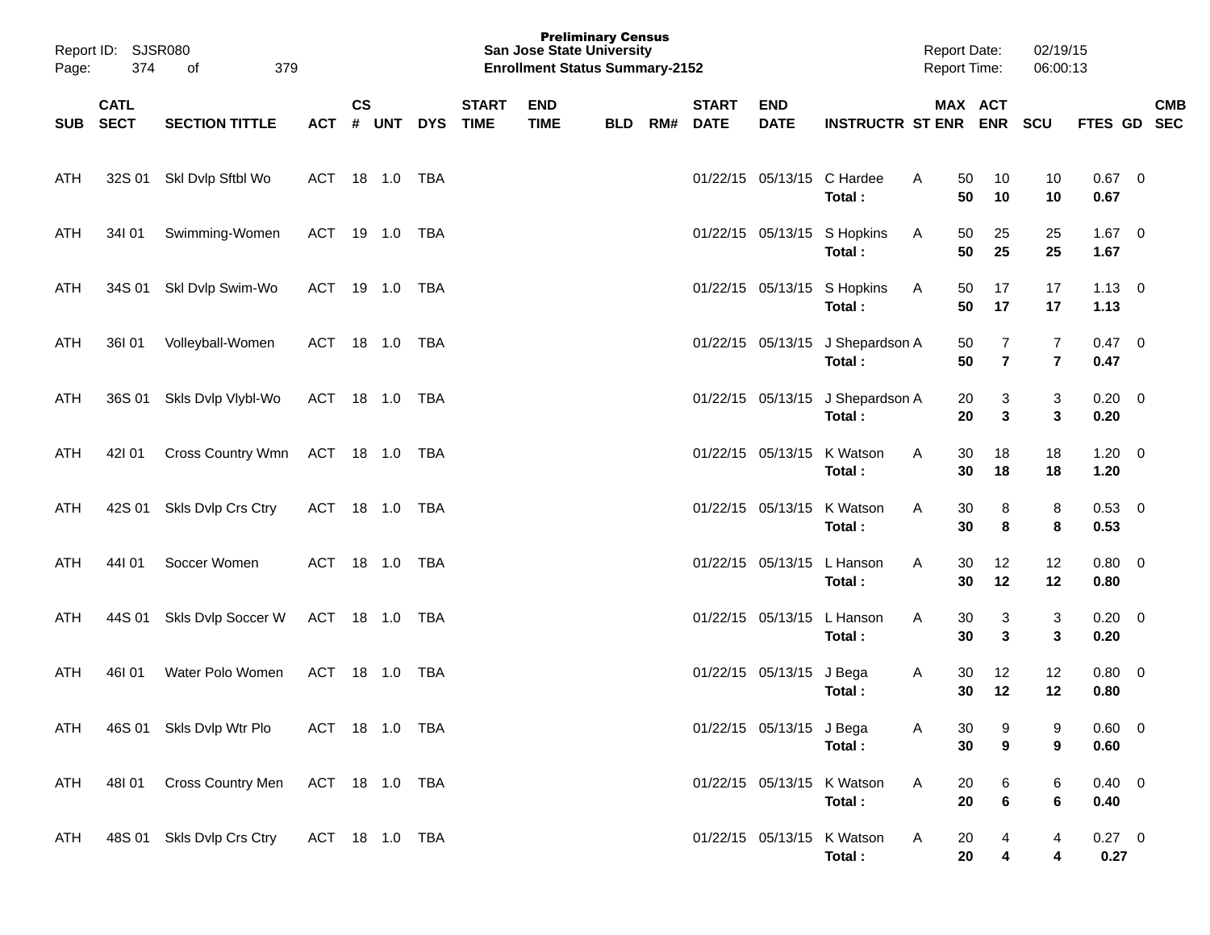**Preliminary Census**
**San Jose State University**
**Enrollment Status Summary-2152**

Report ID: SJSR080
Report Date: 02/19/15
Report Time: 06:00:13

| SUB | CATL SECT | SECTION TITTLE | ACT | CS # | UNT | DYS | START TIME | END TIME | BLD | RM# | START DATE | END DATE | INSTRUCTR | ST | MAX ENR | ACT ENR | SCU | FTES | GD | CMB SEC |
|---|---|---|---|---|---|---|---|---|---|---|---|---|---|---|---|---|---|---|---|---|
| ATH | 32S 01 | Skl Dvlp Sftbl Wo | ACT | 18 | 1.0 | TBA | | | | | 01/22/15 | 05/13/15 | C Hardee | A | 50 | 10 | 10 | 0.67 | 0 | |
| | | | | | | | | | | | | | **Total :** | | **50** | **10** | **10** | **0.67** | | |
| ATH | 34I 01 | Swimming-Women | ACT | 19 | 1.0 | TBA | | | | | 01/22/15 | 05/13/15 | S Hopkins | A | 50 | 25 | 25 | 1.67 | 0 | |
| | | | | | | | | | | | | | **Total :** | | **50** | **25** | **25** | **1.67** | | |
| ATH | 34S 01 | Skl Dvlp Swim-Wo | ACT | 19 | 1.0 | TBA | | | | | 01/22/15 | 05/13/15 | S Hopkins | A | 50 | 17 | 17 | 1.13 | 0 | |
| | | | | | | | | | | | | | **Total :** | | **50** | **17** | **17** | **1.13** | | |
| ATH | 36I 01 | Volleyball-Women | ACT | 18 | 1.0 | TBA | | | | | 01/22/15 | 05/13/15 | J Shepardson | A | 50 | 7 | 7 | 0.47 | 0 | |
| | | | | | | | | | | | | | **Total :** | | **50** | **7** | **7** | **0.47** | | |
| ATH | 36S 01 | Skls Dvlp Vlybl-Wo | ACT | 18 | 1.0 | TBA | | | | | 01/22/15 | 05/13/15 | J Shepardson | A | 20 | 3 | 3 | 0.20 | 0 | |
| | | | | | | | | | | | | | **Total :** | | **20** | **3** | **3** | **0.20** | | |
| ATH | 42I 01 | Cross Country Wmn | ACT | 18 | 1.0 | TBA | | | | | 01/22/15 | 05/13/15 | K Watson | A | 30 | 18 | 18 | 1.20 | 0 | |
| | | | | | | | | | | | | | **Total :** | | **30** | **18** | **18** | **1.20** | | |
| ATH | 42S 01 | Skls Dvlp Crs Ctry | ACT | 18 | 1.0 | TBA | | | | | 01/22/15 | 05/13/15 | K Watson | A | 30 | 8 | 8 | 0.53 | 0 | |
| | | | | | | | | | | | | | **Total :** | | **30** | **8** | **8** | **0.53** | | |
| ATH | 44I 01 | Soccer Women | ACT | 18 | 1.0 | TBA | | | | | 01/22/15 | 05/13/15 | L Hanson | A | 30 | 12 | 12 | 0.80 | 0 | |
| | | | | | | | | | | | | | **Total :** | | **30** | **12** | **12** | **0.80** | | |
| ATH | 44S 01 | Skls Dvlp Soccer W | ACT | 18 | 1.0 | TBA | | | | | 01/22/15 | 05/13/15 | L Hanson | A | 30 | 3 | 3 | 0.20 | 0 | |
| | | | | | | | | | | | | | **Total :** | | **30** | **3** | **3** | **0.20** | | |
| ATH | 46I 01 | Water Polo Women | ACT | 18 | 1.0 | TBA | | | | | 01/22/15 | 05/13/15 | J Bega | A | 30 | 12 | 12 | 0.80 | 0 | |
| | | | | | | | | | | | | | **Total :** | | **30** | **12** | **12** | **0.80** | | |
| ATH | 46S 01 | Skls Dvlp Wtr Plo | ACT | 18 | 1.0 | TBA | | | | | 01/22/15 | 05/13/15 | J Bega | A | 30 | 9 | 9 | 0.60 | 0 | |
| | | | | | | | | | | | | | **Total :** | | **30** | **9** | **9** | **0.60** | | |
| ATH | 48I 01 | Cross Country Men | ACT | 18 | 1.0 | TBA | | | | | 01/22/15 | 05/13/15 | K Watson | A | 20 | 6 | 6 | 0.40 | 0 | |
| | | | | | | | | | | | | | **Total :** | | **20** | **6** | **6** | **0.40** | | |
| ATH | 48S 01 | Skls Dvlp Crs Ctry | ACT | 18 | 1.0 | TBA | | | | | 01/22/15 | 05/13/15 | K Watson | A | 20 | 4 | 4 | 0.27 | 0 | |
| | | | | | | | | | | | | | **Total :** | | **20** | **4** | **4** | **0.27** | | |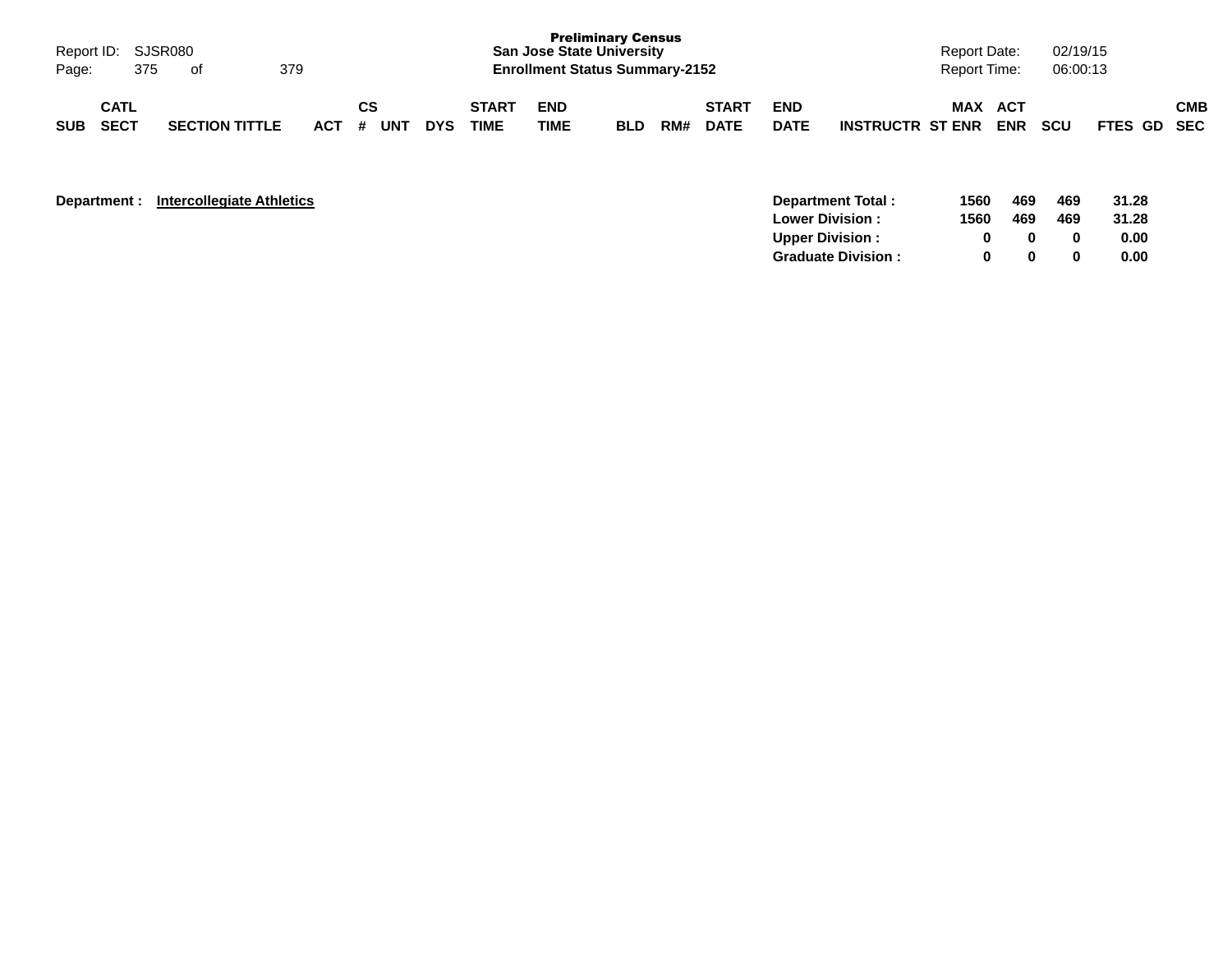**Preliminary Census**
**San Jose State University**
**Enrollment Status Summary-2152**

Report ID: SJSR080
Report Date: 02/19/15
Report Time: 06:00:13

| SUB | CATL SECT | SECTION TITTLE | ACT | CS # | UNT | DYS | START TIME | END TIME | BLD | RM# | START DATE | END DATE | INSTRUCTR | ST | MAX ENR | ACT ENR | SCU | FTES | GD | CMB SEC |
|---|---|---|---|---|---|---|---|---|---|---|---|---|---|---|---|---|---|---|---|---|

**Department :** **Intercollegiate Athletics**

| | MAX ENR | ACT ENR | SCU | FTES |
|---|---|---|---|---|
| **Department Total :** | **1560** | **469** | **469** | **31.28** |
| **Lower Division :** | **1560** | **469** | **469** | **31.28** |
| **Upper Division :** | **0** | **0** | **0** | **0.00** |
| **Graduate Division :** | **0** | **0** | **0** | **0.00** |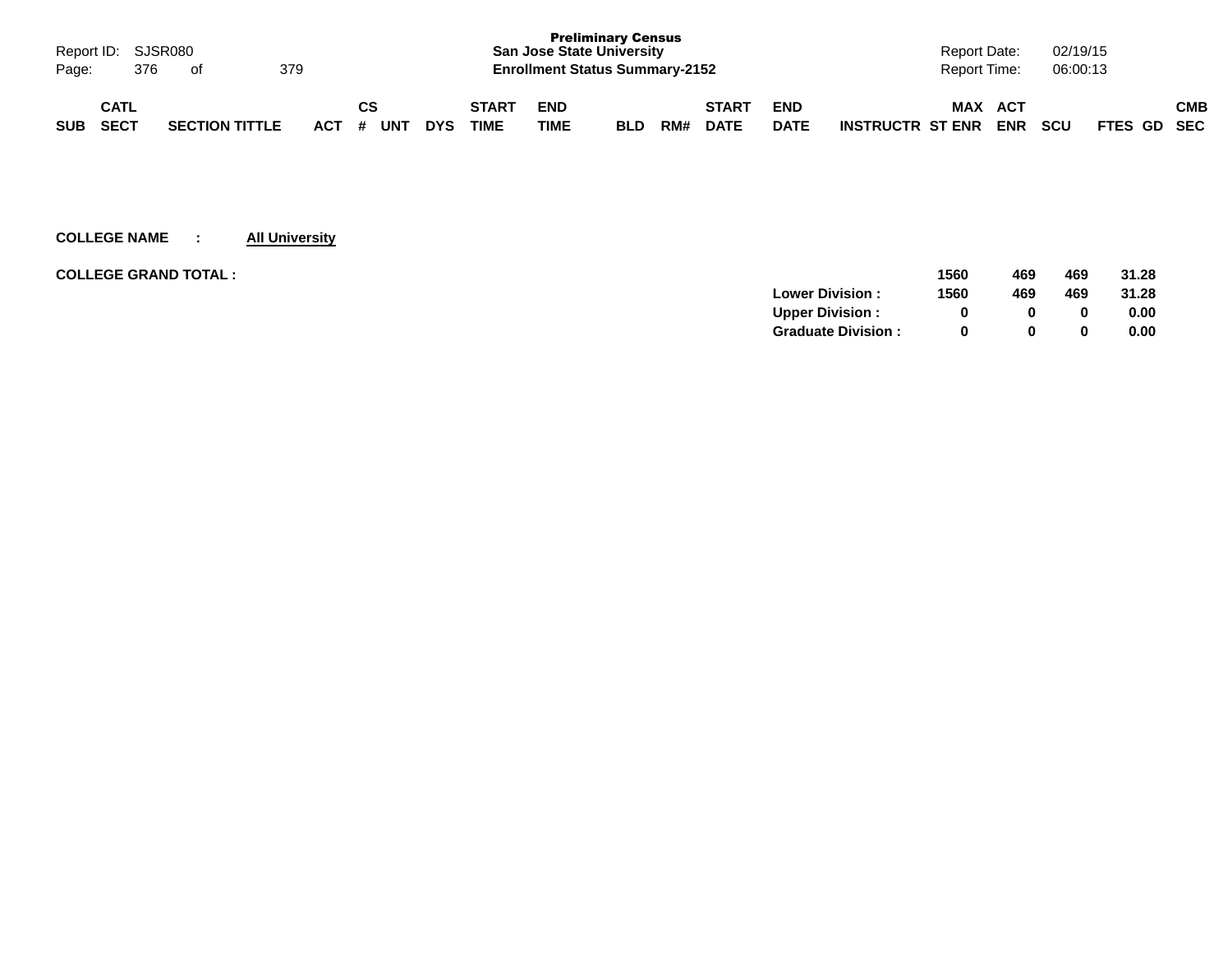**Preliminary Census**
**San Jose State University**
**Enrollment Status Summary-2152**

| SUB | CATL SECT | SECTION TITTLE | ACT | CS # | UNT | DYS | START TIME | END TIME | BLD | RM# | START DATE | END DATE | INSTRUCTR | MAX ST ENR | ACT ENR | SCU | FTES | GD | CMB SEC |
|---|---|---|---|---|---|---|---|---|---|---|---|---|---|---|---|---|---|---|---|

**COLLEGE NAME : All University**

**COLLEGE GRAND TOTAL :**

| | MAX ST ENR | ACT ENR | SCU | FTES |
|---|---|---|---|---|
| **College Grand Total** | **1560** | **469** | **469** | **31.28** |
| **Lower Division :** | **1560** | **469** | **469** | **31.28** |
| **Upper Division :** | **0** | **0** | **0** | **0.00** |
| **Graduate Division :** | **0** | **0** | **0** | **0.00** |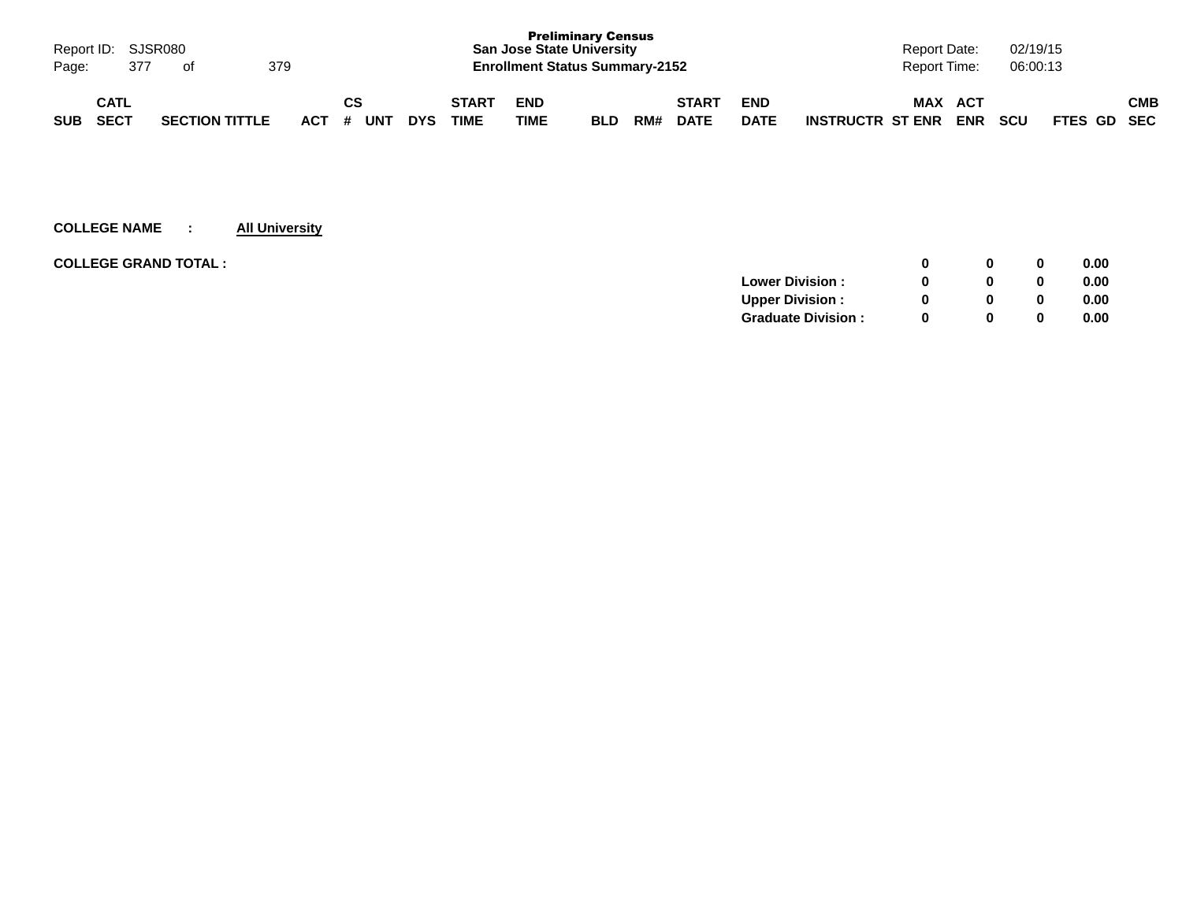| SUB | CATL SECT | SECTION TITTLE | ACT | CS # | UNT | DYS | START TIME | END TIME | BLD | RM# | START DATE | END DATE | INSTRUCTR | MAX ST ENR | ACT ENR | SCU | FTES | GD | CMB SEC |
|---|---|---|---|---|---|---|---|---|---|---|---|---|---|---|---|---|---|---|---|

**COLLEGE NAME : All University**

| | | MAX ST ENR | ACT ENR | SCU | FTES |
|---|---|---|---|---|---|
| **COLLEGE GRAND TOTAL :** | | 0 | 0 | 0 | 0.00 |
| | **Lower Division :** | 0 | 0 | 0 | 0.00 |
| | **Upper Division :** | 0 | 0 | 0 | 0.00 |
| | **Graduate Division :** | 0 | 0 | 0 | 0.00 |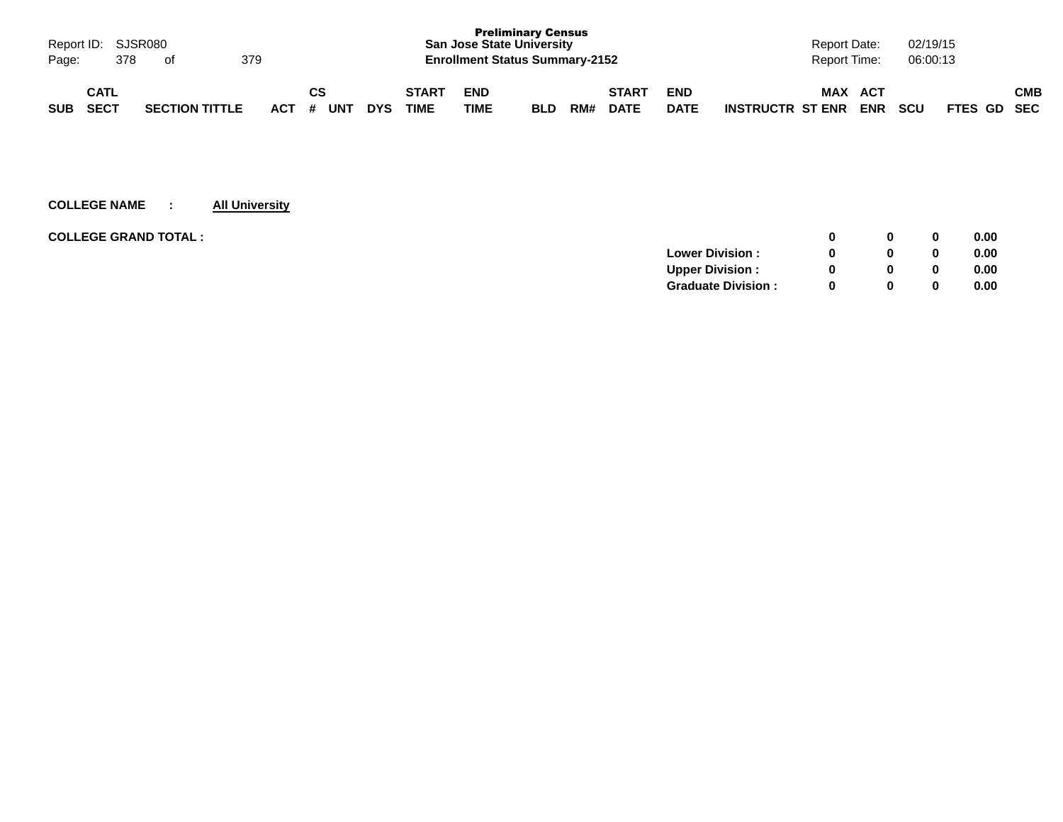| SUB | CATL SECT | SECTION TITTLE | ACT | CS # | UNT | DYS | START TIME | END TIME | BLD | RM# | START DATE | END DATE | INSTRUCTR | MAX ST ENR | ACT ENR | SCU | FTES | GD | CMB SEC |
|---|---|---|---|---|---|---|---|---|---|---|---|---|---|---|---|---|---|---|---|

**COLLEGE NAME : All University**

| | | | | | |
|---|---|---|---|---|---|
| **COLLEGE GRAND TOTAL :** | | **0** | **0** | **0** | **0.00** |
| | **Lower Division :** | **0** | **0** | **0** | **0.00** |
| | **Upper Division :** | **0** | **0** | **0** | **0.00** |
| | **Graduate Division :** | **0** | **0** | **0** | **0.00** |